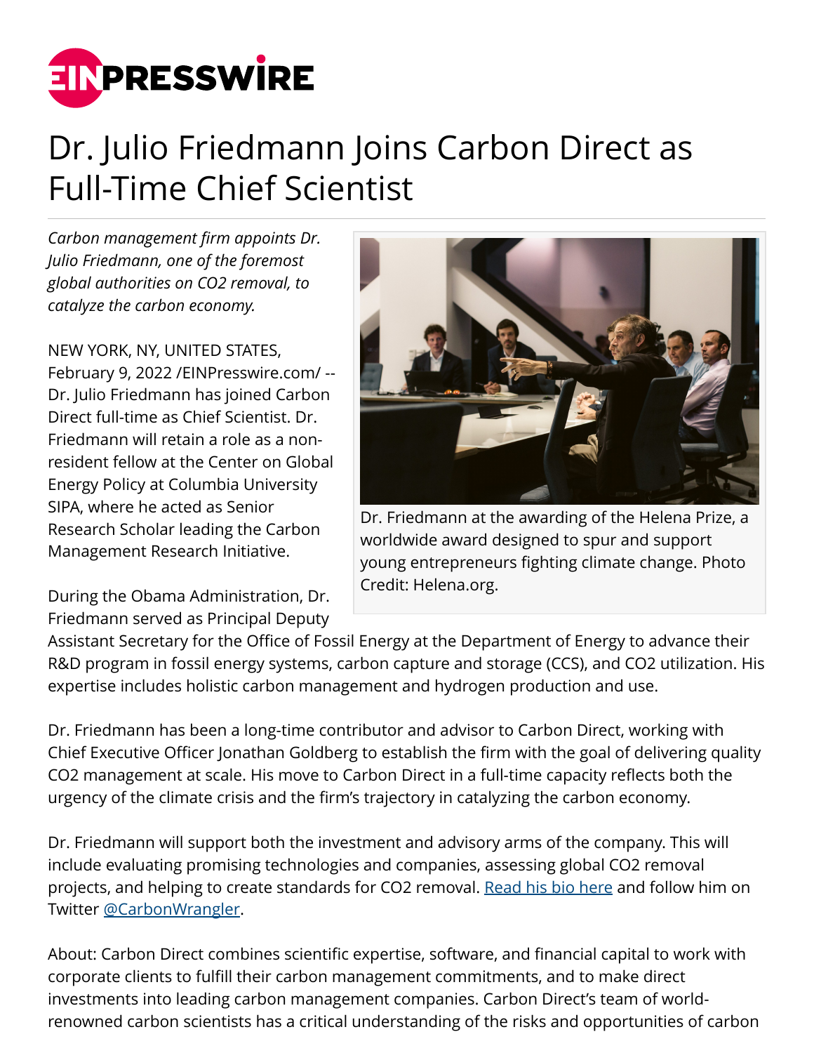# Dr. Julio Friedmann Joins Carbon Direct as Full-Time Chief Scientist

*Carbon management firm appoints Dr. Julio Friedmann, one of the foremost global authorities on CO2 removal, to catalyze the carbon economy.*

NEW YORK, NY, UNITED STATES, February 9, 2022 /EINPresswire.com/ -- Dr. Julio Friedmann has joined Carbon Direct full-time as Chief Scientist. Dr. Friedmann will retain a role as a non-resident fellow at the Center on Global Energy Policy at Columbia University SIPA, where he acted as Senior Research Scholar leading the Carbon Management Research Initiative.

Dr. Friedmann at the awarding of the Helena Prize, a worldwide award designed to spur and support young entrepreneurs fighting climate change. Photo Credit: Helena.org.

During the Obama Administration, Dr. Friedmann served as Principal Deputy Assistant Secretary for the Office of Fossil Energy at the Department of Energy to advance their R&D program in fossil energy systems, carbon capture and storage (CCS), and CO2 utilization. His expertise includes holistic carbon management and hydrogen production and use.

Dr. Friedmann has been a long-time contributor and advisor to Carbon Direct, working with Chief Executive Officer Jonathan Goldberg to establish the firm with the goal of delivering quality CO2 management at scale. His move to Carbon Direct in a full-time capacity reflects both the urgency of the climate crisis and the firm's trajectory in catalyzing the carbon economy.

Dr. Friedmann will support both the investment and advisory arms of the company. This will include evaluating promising technologies and companies, assessing global CO2 removal projects, and helping to create standards for CO2 removal. Read his bio here and follow him on Twitter @CarbonWrangler.

About: Carbon Direct combines scientific expertise, software, and financial capital to work with corporate clients to fulfill their carbon management commitments, and to make direct investments into leading carbon management companies. Carbon Direct's team of world-renowned carbon scientists has a critical understanding of the risks and opportunities of carbon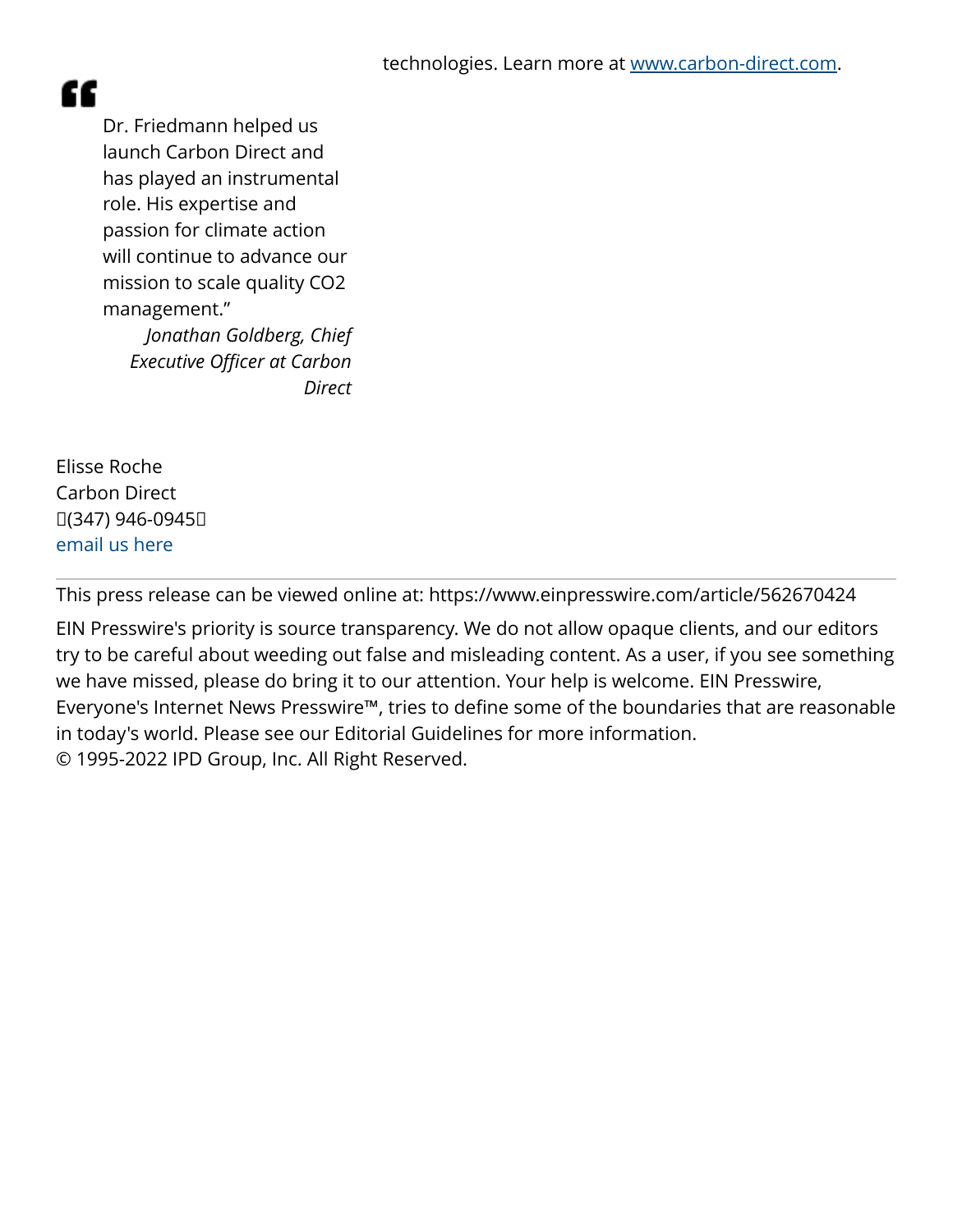technologies. Learn more at [www.carbon-direct.com](www.carbon-direct.com).

> "Dr. Friedmann helped us launch Carbon Direct and has played an instrumental role. His expertise and passion for climate action will continue to advance our mission to scale quality CO2 management."
>
> *Jonathan Goldberg, Chief Executive Officer at Carbon Direct*

Elisse Roche
Carbon Direct
(347) 946-0945
email us here

---

This press release can be viewed online at: https://www.einpresswire.com/article/562670424

EIN Presswire's priority is source transparency. We do not allow opaque clients, and our editors try to be careful about weeding out false and misleading content. As a user, if you see something we have missed, please do bring it to our attention. Your help is welcome. EIN Presswire, Everyone's Internet News Presswire™, tries to define some of the boundaries that are reasonable in today's world. Please see our Editorial Guidelines for more information.
© 1995-2022 IPD Group, Inc. All Right Reserved.